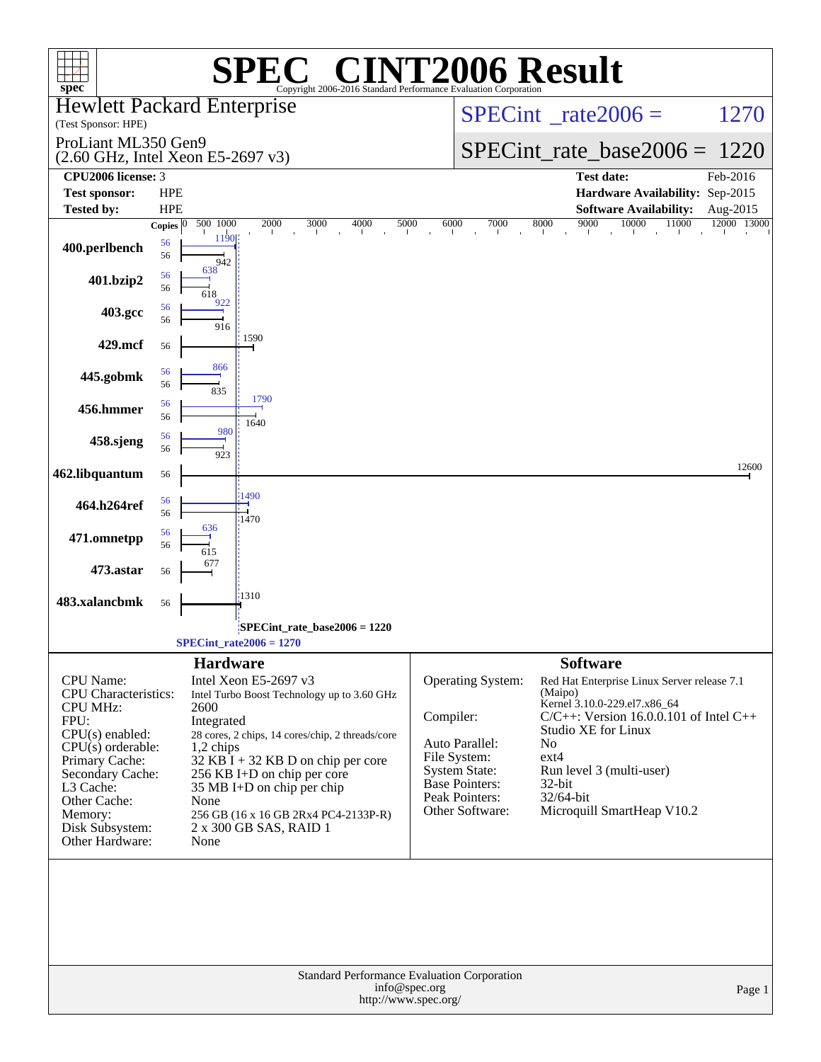# SPEC® CINT2006 Result

Copyright 2006-2016 Standard Performance Evaluation Corporation

**Hewlett Packard Enterprise**
(Test Sponsor: HPE)

**ProLiant ML350 Gen9**
(2.60 GHz, Intel Xeon E5-2697 v3)

SPECint_rate2006 = 1270

SPECint_rate_base2006 = 1220

| | | | |
|---|---|---|---|
| **CPU2006 license:** | 3 | **Test date:** | Feb-2016 |
| **Test sponsor:** | HPE | **Hardware Availability:** | Sep-2015 |
| **Tested by:** | HPE | **Software Availability:** | Aug-2015 |

| Benchmark | Copies (peak) | Peak | Copies (base) | Base |
|---|---|---|---|---|
| 400.perlbench | 56 | 1190 | 56 | 942 |
| 401.bzip2 | 56 | 638 | 56 | 618 |
| 403.gcc | 56 | 922 | 56 | 916 |
| 429.mcf | | | 56 | 1590 |
| 445.gobmk | 56 | 866 | 56 | 835 |
| 456.hmmer | 56 | 1790 | 56 | 1640 |
| 458.sjeng | 56 | 980 | 56 | 923 |
| 462.libquantum | | | 56 | 12600 |
| 464.h264ref | 56 | 1490 | 56 | 1470 |
| 471.omnetpp | 56 | 636 | 56 | 615 |
| 473.astar | | | 56 | 677 |
| 483.xalancbmk | | | 56 | 1310 |

SPECint_rate_base2006 = 1220

SPECint_rate2006 = 1270

## Hardware

| | |
|---|---|
| CPU Name: | Intel Xeon E5-2697 v3 |
| CPU Characteristics: | Intel Turbo Boost Technology up to 3.60 GHz |
| CPU MHz: | 2600 |
| FPU: | Integrated |
| CPU(s) enabled: | 28 cores, 2 chips, 14 cores/chip, 2 threads/core |
| CPU(s) orderable: | 1,2 chips |
| Primary Cache: | 32 KB I + 32 KB D on chip per core |
| Secondary Cache: | 256 KB I+D on chip per core |
| L3 Cache: | 35 MB I+D on chip per chip |
| Other Cache: | None |
| Memory: | 256 GB (16 x 16 GB 2Rx4 PC4-2133P-R) |
| Disk Subsystem: | 2 x 300 GB SAS, RAID 1 |
| Other Hardware: | None |

## Software

| | |
|---|---|
| Operating System: | Red Hat Enterprise Linux Server release 7.1 (Maipo) Kernel 3.10.0-229.el7.x86_64 |
| Compiler: | C/C++: Version 16.0.0.101 of Intel C++ Studio XE for Linux |
| Auto Parallel: | No |
| File System: | ext4 |
| System State: | Run level 3 (multi-user) |
| Base Pointers: | 32-bit |
| Peak Pointers: | 32/64-bit |
| Other Software: | Microquill SmartHeap V10.2 |

Standard Performance Evaluation Corporation
info@spec.org
http://www.spec.org/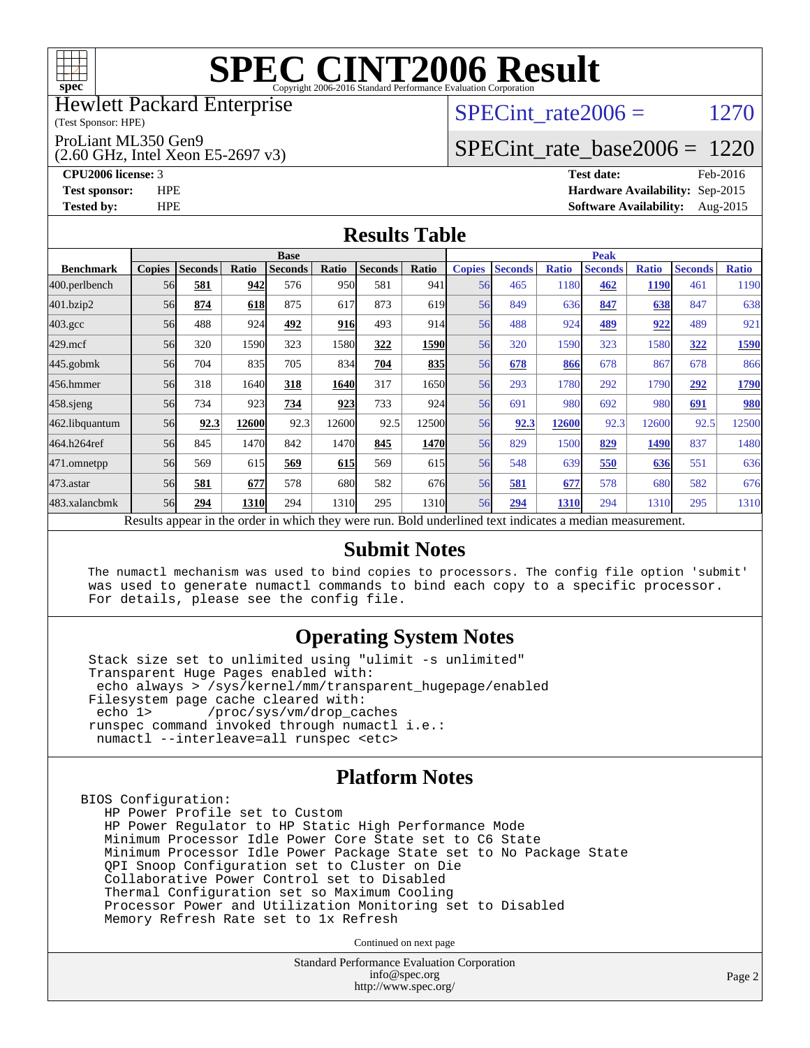# SPEC CINT2006 Result

Copyright 2006-2016 Standard Performance Evaluation Corporation

Hewlett Packard Enterprise
(Test Sponsor: HPE)

ProLiant ML350 Gen9
(2.60 GHz, Intel Xeon E5-2697 v3)

SPECint_rate2006 = 1270

SPECint_rate_base2006 = 1220

**CPU2006 license:** 3
**Test sponsor:** HPE
**Tested by:** HPE

**Test date:** Feb-2016
**Hardware Availability:** Sep-2015
**Software Availability:** Aug-2015

## Results Table

| Benchmark | Base | | | | | | | Peak | | | | | | |
|---|---|---|---|---|---|---|---|---|---|---|---|---|---|---|
| | Copies | Seconds | Ratio | Seconds | Ratio | Seconds | Ratio | Copies | Seconds | Ratio | Seconds | Ratio | Seconds | Ratio |
| 400.perlbench | 56 | **581** | **942** | 576 | 950 | 581 | 941 | 56 | 465 | 1180 | **462** | **1190** | 461 | 1190 |
| 401.bzip2 | 56 | **874** | **618** | 875 | 617 | 873 | 619 | 56 | 849 | 636 | **847** | **638** | 847 | 638 |
| 403.gcc | 56 | 488 | 924 | **492** | **916** | 493 | 914 | 56 | 488 | 924 | **489** | **922** | 489 | 921 |
| 429.mcf | 56 | 320 | 1590 | 323 | 1580 | **322** | **1590** | 56 | 320 | 1590 | 323 | 1580 | **322** | **1590** |
| 445.gobmk | 56 | 704 | 835 | 705 | 834 | **704** | **835** | 56 | **678** | **866** | 678 | 867 | 678 | 866 |
| 456.hmmer | 56 | 318 | 1640 | **318** | **1640** | 317 | 1650 | 56 | 293 | 1780 | 292 | 1790 | **292** | **1790** |
| 458.sjeng | 56 | 734 | 923 | **734** | **923** | 733 | 924 | 56 | 691 | 980 | 692 | 980 | **691** | **980** |
| 462.libquantum | 56 | **92.3** | **12600** | 92.3 | 12600 | 92.5 | 12500 | 56 | **92.3** | **12600** | 92.3 | 12600 | 92.5 | 12500 |
| 464.h264ref | 56 | 845 | 1470 | 842 | 1470 | **845** | **1470** | 56 | 829 | 1500 | **829** | **1490** | 837 | 1480 |
| 471.omnetpp | 56 | 569 | 615 | **569** | **615** | 569 | 615 | 56 | 548 | 639 | **550** | **636** | 551 | 636 |
| 473.astar | 56 | **581** | **677** | 578 | 680 | 582 | 676 | 56 | **581** | **677** | 578 | 680 | 582 | 676 |
| 483.xalancbmk | 56 | **294** | **1310** | 294 | 1310 | 295 | 1310 | 56 | **294** | **1310** | 294 | 1310 | 295 | 1310 |

Results appear in the order in which they were run. Bold underlined text indicates a median measurement.

## Submit Notes

```
The numactl mechanism was used to bind copies to processors. The config file option 'submit'
was used to generate numactl commands to bind each copy to a specific processor.
For details, please see the config file.
```

## Operating System Notes

```
Stack size set to unlimited using "ulimit -s unlimited"
Transparent Huge Pages enabled with:
 echo always > /sys/kernel/mm/transparent_hugepage/enabled
Filesystem page cache cleared with:
 echo 1>       /proc/sys/vm/drop_caches
runspec command invoked through numactl i.e.:
 numactl --interleave=all runspec <etc>
```

## Platform Notes

```
BIOS Configuration:
   HP Power Profile set to Custom
   HP Power Regulator to HP Static High Performance Mode
   Minimum Processor Idle Power Core State set to C6 State
   Minimum Processor Idle Power Package State set to No Package State
   QPI Snoop Configuration set to Cluster on Die
   Collaborative Power Control set to Disabled
   Thermal Configuration set so Maximum Cooling
   Processor Power and Utilization Monitoring set to Disabled
   Memory Refresh Rate set to 1x Refresh
```

Continued on next page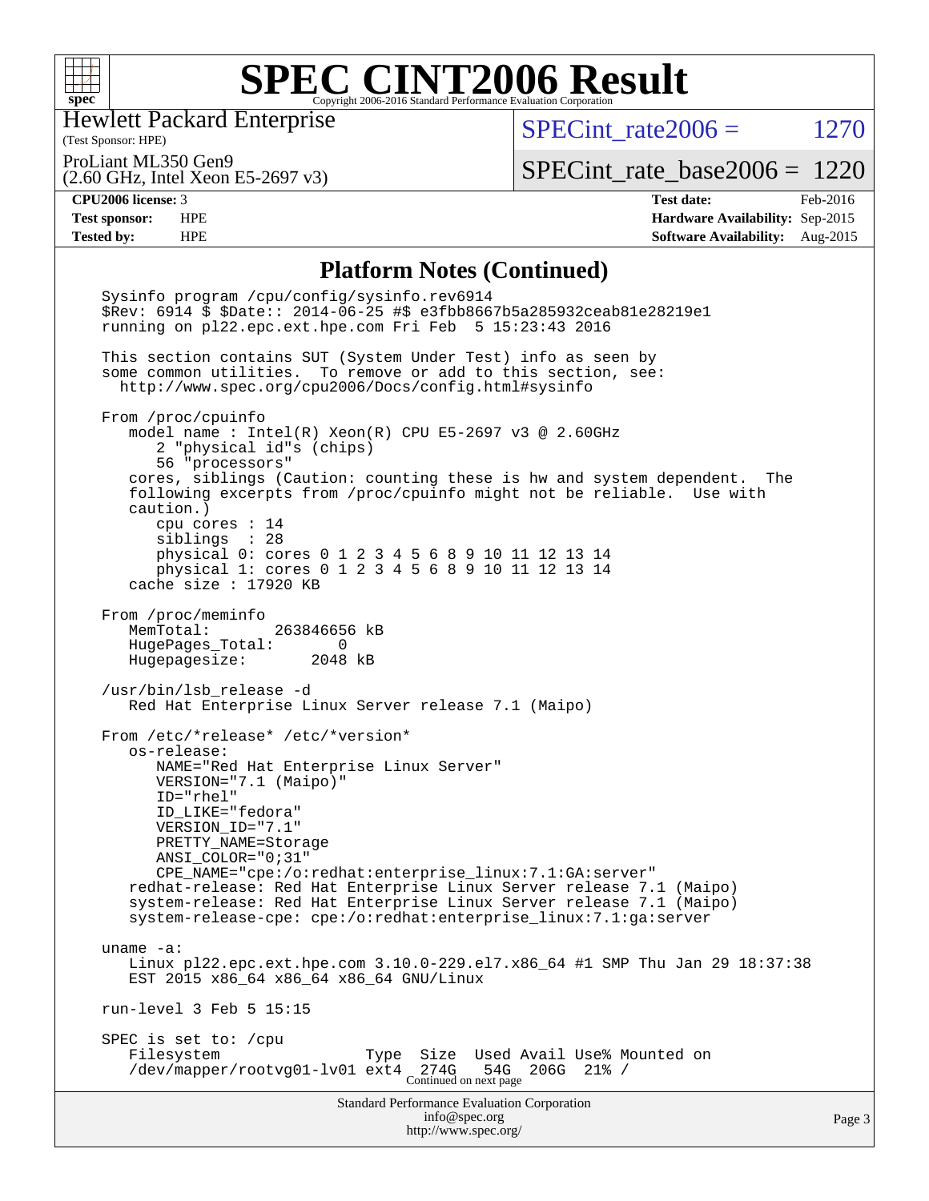# SPEC CINT2006 Result

Hewlett Packard Enterprise
(Test Sponsor: HPE)

ProLiant ML350 Gen9
(2.60 GHz, Intel Xeon E5-2697 v3)

SPECint_rate2006 = 1270

SPECint_rate_base2006 = 1220

**CPU2006 license:** 3
**Test sponsor:** HPE
**Tested by:** HPE

**Test date:** Feb-2016
**Hardware Availability:** Sep-2015
**Software Availability:** Aug-2015

## Platform Notes (Continued)

```
Sysinfo program /cpu/config/sysinfo.rev6914
$Rev: 6914 $ $Date:: 2014-06-25 #$ e3fbb8667b5a285932ceab81e28219e1
running on pl22.epc.ext.hpe.com Fri Feb  5 15:23:43 2016

This section contains SUT (System Under Test) info as seen by
some common utilities.  To remove or add to this section, see:
  http://www.spec.org/cpu2006/Docs/config.html#sysinfo

From /proc/cpuinfo
   model name : Intel(R) Xeon(R) CPU E5-2697 v3 @ 2.60GHz
      2 "physical id"s (chips)
      56 "processors"
   cores, siblings (Caution: counting these is hw and system dependent.  The
   following excerpts from /proc/cpuinfo might not be reliable.  Use with
   caution.)
      cpu cores : 14
      siblings  : 28
      physical 0: cores 0 1 2 3 4 5 6 8 9 10 11 12 13 14
      physical 1: cores 0 1 2 3 4 5 6 8 9 10 11 12 13 14
   cache size : 17920 KB

From /proc/meminfo
   MemTotal:       263846656 kB
   HugePages_Total:       0
   Hugepagesize:       2048 kB

/usr/bin/lsb_release -d
   Red Hat Enterprise Linux Server release 7.1 (Maipo)

From /etc/*release* /etc/*version*
   os-release:
      NAME="Red Hat Enterprise Linux Server"
      VERSION="7.1 (Maipo)"
      ID="rhel"
      ID_LIKE="fedora"
      VERSION_ID="7.1"
      PRETTY_NAME=Storage
      ANSI_COLOR="0;31"
      CPE_NAME="cpe:/o:redhat:enterprise_linux:7.1:GA:server"
   redhat-release: Red Hat Enterprise Linux Server release 7.1 (Maipo)
   system-release: Red Hat Enterprise Linux Server release 7.1 (Maipo)
   system-release-cpe: cpe:/o:redhat:enterprise_linux:7.1:ga:server

uname -a:
   Linux pl22.epc.ext.hpe.com 3.10.0-229.el7.x86_64 #1 SMP Thu Jan 29 18:37:38
   EST 2015 x86_64 x86_64 x86_64 GNU/Linux

run-level 3 Feb 5 15:15

SPEC is set to: /cpu
   Filesystem                 Type  Size  Used Avail Use% Mounted on
   /dev/mapper/rootvg01-lv01 ext4  274G   54G  206G  21% /
```

Continued on next page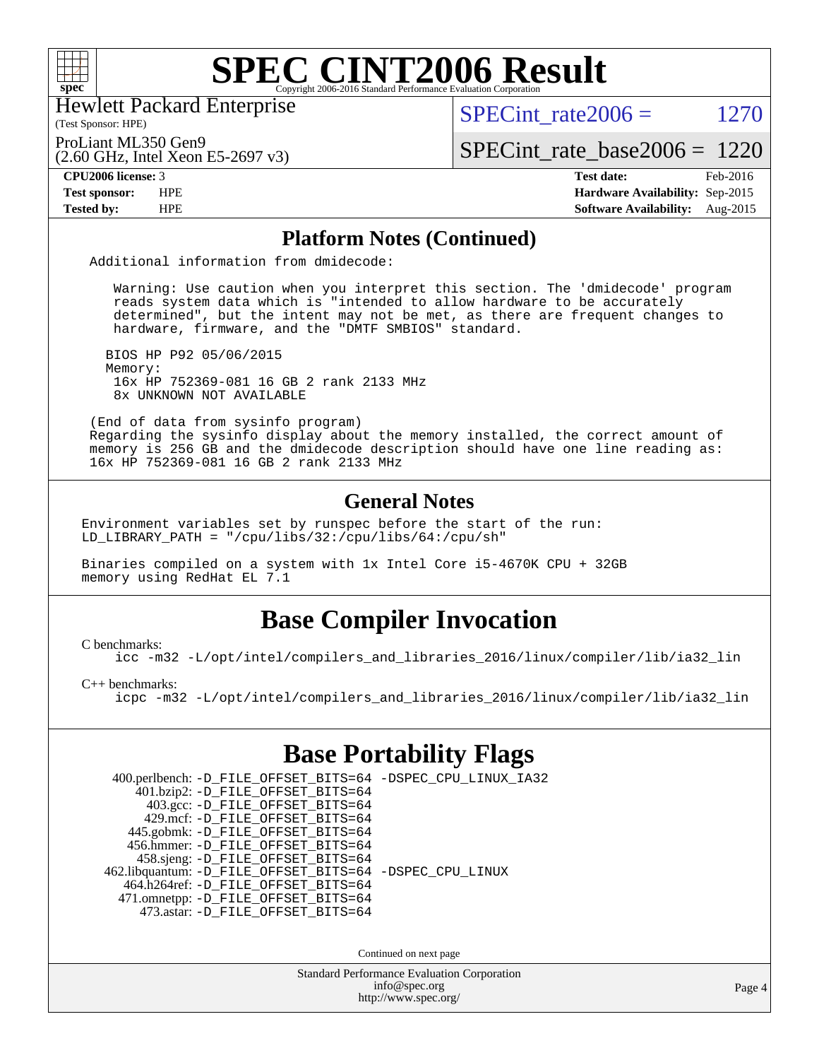# SPEC CINT2006 Result

Copyright 2006-2016 Standard Performance Evaluation Corporation

Hewlett Packard Enterprise
(Test Sponsor: HPE)

ProLiant ML350 Gen9
(2.60 GHz, Intel Xeon E5-2697 v3)

SPECint_rate2006 = 1270

SPECint_rate_base2006 = 1220

| | | | |
|---|---|---|---|
| **CPU2006 license:** 3 | | **Test date:** | Feb-2016 |
| **Test sponsor:** | HPE | **Hardware Availability:** | Sep-2015 |
| **Tested by:** | HPE | **Software Availability:** | Aug-2015 |

## Platform Notes (Continued)

```
Additional information from dmidecode:

   Warning: Use caution when you interpret this section. The 'dmidecode' program
   reads system data which is "intended to allow hardware to be accurately
   determined", but the intent may not be met, as there are frequent changes to
   hardware, firmware, and the "DMTF SMBIOS" standard.

  BIOS HP P92 05/06/2015
  Memory:
   16x HP 752369-081 16 GB 2 rank 2133 MHz
   8x UNKNOWN NOT AVAILABLE

 (End of data from sysinfo program)
 Regarding the sysinfo display about the memory installed, the correct amount of
 memory is 256 GB and the dmidecode description should have one line reading as:
 16x HP 752369-081 16 GB 2 rank 2133 MHz
```

## General Notes

```
Environment variables set by runspec before the start of the run:
LD_LIBRARY_PATH = "/cpu/libs/32:/cpu/libs/64:/cpu/sh"

Binaries compiled on a system with 1x Intel Core i5-4670K CPU + 32GB
memory using RedHat EL 7.1
```

## Base Compiler Invocation

C benchmarks:
```
icc -m32 -L/opt/intel/compilers_and_libraries_2016/linux/compiler/lib/ia32_lin
```

C++ benchmarks:
```
icpc -m32 -L/opt/intel/compilers_and_libraries_2016/linux/compiler/lib/ia32_lin
```

## Base Portability Flags

```
  400.perlbench: -D_FILE_OFFSET_BITS=64 -DSPEC_CPU_LINUX_IA32
      401.bzip2: -D_FILE_OFFSET_BITS=64
        403.gcc: -D_FILE_OFFSET_BITS=64
        429.mcf: -D_FILE_OFFSET_BITS=64
      445.gobmk: -D_FILE_OFFSET_BITS=64
     456.hmmer: -D_FILE_OFFSET_BITS=64
      458.sjeng: -D_FILE_OFFSET_BITS=64
462.libquantum: -D_FILE_OFFSET_BITS=64 -DSPEC_CPU_LINUX
   464.h264ref: -D_FILE_OFFSET_BITS=64
   471.omnetpp: -D_FILE_OFFSET_BITS=64
     473.astar: -D_FILE_OFFSET_BITS=64
```

Continued on next page

Standard Performance Evaluation Corporation
info@spec.org
http://www.spec.org/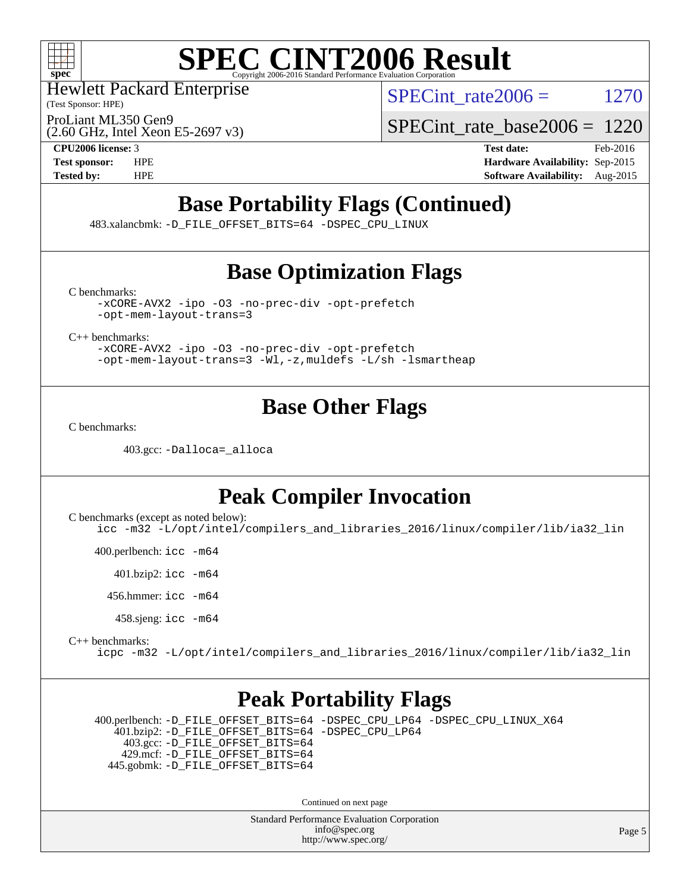# SPEC CINT2006 Result

Hewlett Packard Enterprise
(Test Sponsor: HPE)

ProLiant ML350 Gen9
(2.60 GHz, Intel Xeon E5-2697 v3)

SPECint_rate2006 = 1270

SPECint_rate_base2006 = 1220

**CPU2006 license:** 3
**Test sponsor:** HPE
**Tested by:** HPE

**Test date:** Feb-2016
**Hardware Availability:** Sep-2015
**Software Availability:** Aug-2015

## Base Portability Flags (Continued)

483.xalancbmk: `-D_FILE_OFFSET_BITS=64 -DSPEC_CPU_LINUX`

## Base Optimization Flags

C benchmarks:

```
-xCORE-AVX2 -ipo -O3 -no-prec-div -opt-prefetch
-opt-mem-layout-trans=3
```

C++ benchmarks:

```
-xCORE-AVX2 -ipo -O3 -no-prec-div -opt-prefetch
-opt-mem-layout-trans=3 -Wl,-z,muldefs -L/sh -lsmartheap
```

## Base Other Flags

C benchmarks:

403.gcc: `-Dalloca=_alloca`

## Peak Compiler Invocation

C benchmarks (except as noted below):

```
icc -m32 -L/opt/intel/compilers_and_libraries_2016/linux/compiler/lib/ia32_lin
```

400.perlbench: `icc -m64`

401.bzip2: `icc -m64`

456.hmmer: `icc -m64`

458.sjeng: `icc -m64`

C++ benchmarks:

```
icpc -m32 -L/opt/intel/compilers_and_libraries_2016/linux/compiler/lib/ia32_lin
```

## Peak Portability Flags

400.perlbench: `-D_FILE_OFFSET_BITS=64 -DSPEC_CPU_LP64 -DSPEC_CPU_LINUX_X64`
401.bzip2: `-D_FILE_OFFSET_BITS=64 -DSPEC_CPU_LP64`
403.gcc: `-D_FILE_OFFSET_BITS=64`
429.mcf: `-D_FILE_OFFSET_BITS=64`
445.gobmk: `-D_FILE_OFFSET_BITS=64`

Continued on next page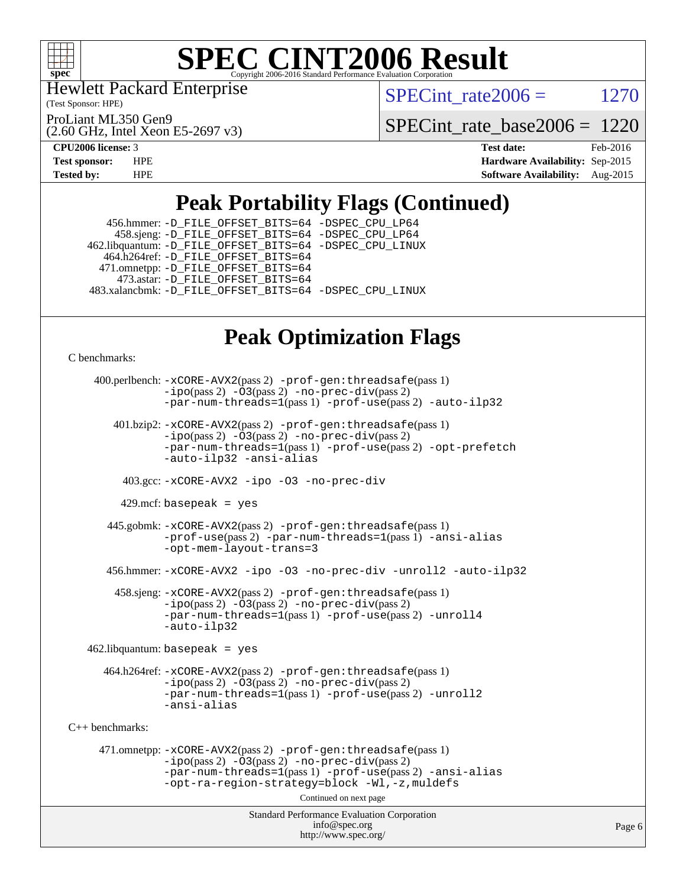# SPEC CINT2006 Result

Hewlett Packard Enterprise
(Test Sponsor: HPE)

ProLiant ML350 Gen9
(2.60 GHz, Intel Xeon E5-2697 v3)

SPECint_rate2006 = 1270

SPECint_rate_base2006 = 1220

| | | | |
|---|---|---|---|
| **CPU2006 license:** 3 | | **Test date:** | Feb-2016 |
| **Test sponsor:** | HPE | **Hardware Availability:** | Sep-2015 |
| **Tested by:** | HPE | **Software Availability:** | Aug-2015 |

## Peak Portability Flags (Continued)

456.hmmer: -D_FILE_OFFSET_BITS=64 -DSPEC_CPU_LP64
458.sjeng: -D_FILE_OFFSET_BITS=64 -DSPEC_CPU_LP64
462.libquantum: -D_FILE_OFFSET_BITS=64 -DSPEC_CPU_LINUX
464.h264ref: -D_FILE_OFFSET_BITS=64
471.omnetpp: -D_FILE_OFFSET_BITS=64
473.astar: -D_FILE_OFFSET_BITS=64
483.xalancbmk: -D_FILE_OFFSET_BITS=64 -DSPEC_CPU_LINUX

## Peak Optimization Flags

C benchmarks:

400.perlbench: -xCORE-AVX2(pass 2) -prof-gen:threadsafe(pass 1) -ipo(pass 2) -O3(pass 2) -no-prec-div(pass 2) -par-num-threads=1(pass 1) -prof-use(pass 2) -auto-ilp32

401.bzip2: -xCORE-AVX2(pass 2) -prof-gen:threadsafe(pass 1) -ipo(pass 2) -O3(pass 2) -no-prec-div(pass 2) -par-num-threads=1(pass 1) -prof-use(pass 2) -opt-prefetch -auto-ilp32 -ansi-alias

403.gcc: -xCORE-AVX2 -ipo -O3 -no-prec-div

429.mcf: basepeak = yes

445.gobmk: -xCORE-AVX2(pass 2) -prof-gen:threadsafe(pass 1) -prof-use(pass 2) -par-num-threads=1(pass 1) -ansi-alias -opt-mem-layout-trans=3

456.hmmer: -xCORE-AVX2 -ipo -O3 -no-prec-div -unroll2 -auto-ilp32

458.sjeng: -xCORE-AVX2(pass 2) -prof-gen:threadsafe(pass 1) -ipo(pass 2) -O3(pass 2) -no-prec-div(pass 2) -par-num-threads=1(pass 1) -prof-use(pass 2) -unroll4 -auto-ilp32

462.libquantum: basepeak = yes

464.h264ref: -xCORE-AVX2(pass 2) -prof-gen:threadsafe(pass 1) -ipo(pass 2) -O3(pass 2) -no-prec-div(pass 2) -par-num-threads=1(pass 1) -prof-use(pass 2) -unroll2 -ansi-alias

C++ benchmarks:

471.omnetpp: -xCORE-AVX2(pass 2) -prof-gen:threadsafe(pass 1) -ipo(pass 2) -O3(pass 2) -no-prec-div(pass 2) -par-num-threads=1(pass 1) -prof-use(pass 2) -ansi-alias -opt-ra-region-strategy=block -Wl,-z,muldefs

Continued on next page

Standard Performance Evaluation Corporation
info@spec.org
http://www.spec.org/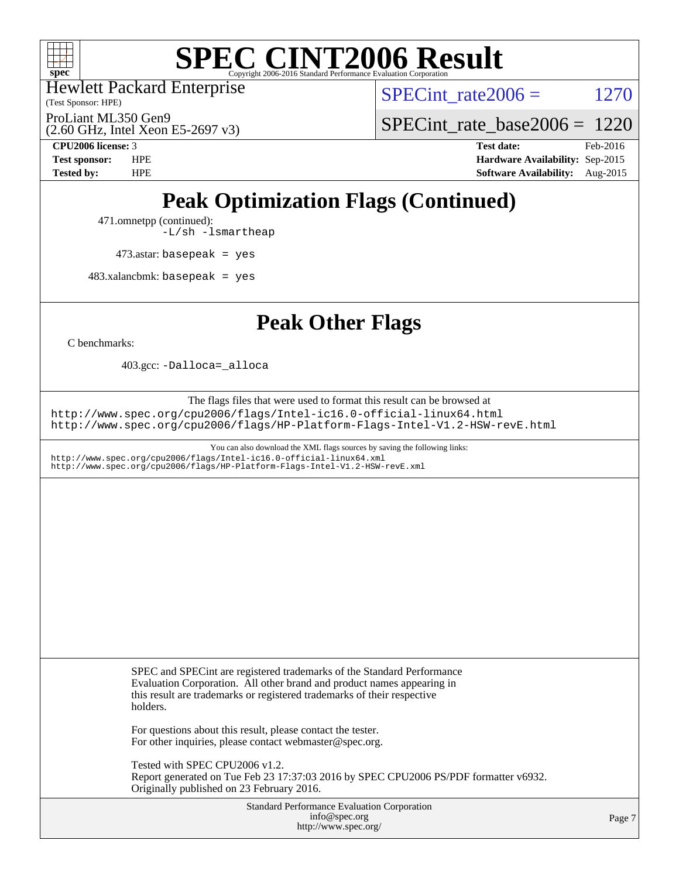# Peak Optimization Flags (Continued)

471.omnetpp (continued):
-L/sh -lsmartheap

473.astar: basepeak = yes

483.xalancbmk: basepeak = yes

# Peak Other Flags

C benchmarks:

403.gcc: -Dalloca=_alloca

The flags files that were used to format this result can be browsed at
http://www.spec.org/cpu2006/flags/Intel-ic16.0-official-linux64.html
http://www.spec.org/cpu2006/flags/HP-Platform-Flags-Intel-V1.2-HSW-revE.html

You can also download the XML flags sources by saving the following links:
http://www.spec.org/cpu2006/flags/Intel-ic16.0-official-linux64.xml
http://www.spec.org/cpu2006/flags/HP-Platform-Flags-Intel-V1.2-HSW-revE.xml

SPEC and SPECint are registered trademarks of the Standard Performance Evaluation Corporation. All other brand and product names appearing in this result are trademarks or registered trademarks of their respective holders.

For questions about this result, please contact the tester.
For other inquiries, please contact webmaster@spec.org.

Tested with SPEC CPU2006 v1.2.
Report generated on Tue Feb 23 17:37:03 2016 by SPEC CPU2006 PS/PDF formatter v6932.
Originally published on 23 February 2016.